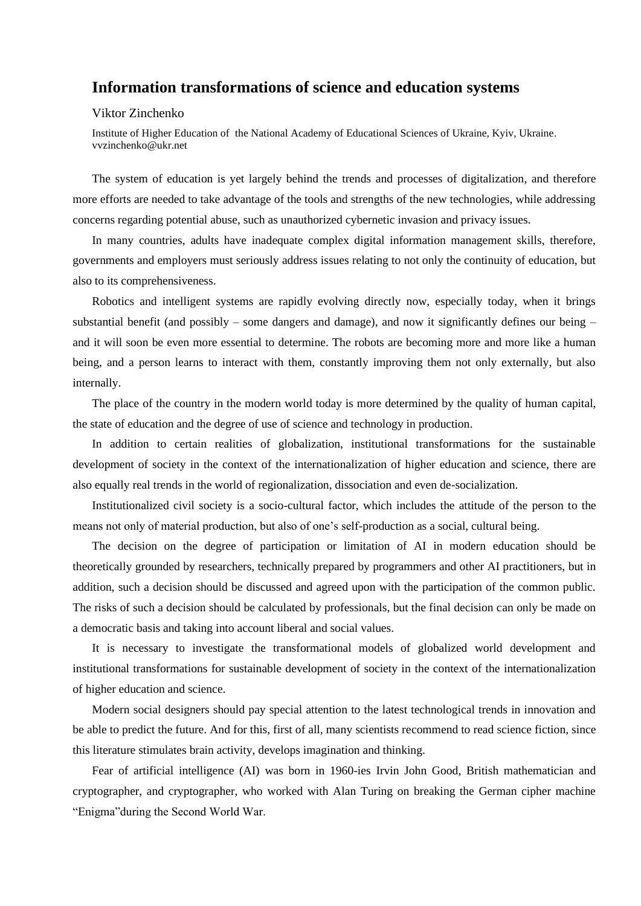# Information transformations of science and education systems

Viktor Zinchenko

Institute of Higher Education of the National Academy of Educational Sciences of Ukraine, Kyiv, Ukraine. vvzinchenko@ukr.net

The system of education is yet largely behind the trends and processes of digitalization, and therefore more efforts are needed to take advantage of the tools and strengths of the new technologies, while addressing concerns regarding potential abuse, such as unauthorized cybernetic invasion and privacy issues.

In many countries, adults have inadequate complex digital information management skills, therefore, governments and employers must seriously address issues relating to not only the continuity of education, but also to its comprehensiveness.

Robotics and intelligent systems are rapidly evolving directly now, especially today, when it brings substantial benefit (and possibly – some dangers and damage), and now it significantly defines our being – and it will soon be even more essential to determine. The robots are becoming more and more like a human being, and a person learns to interact with them, constantly improving them not only externally, but also internally.

The place of the country in the modern world today is more determined by the quality of human capital, the state of education and the degree of use of science and technology in production.

In addition to certain realities of globalization, institutional transformations for the sustainable development of society in the context of the internationalization of higher education and science, there are also equally real trends in the world of regionalization, dissociation and even de-socialization.

Institutionalized civil society is a socio-cultural factor, which includes the attitude of the person to the means not only of material production, but also of one's self-production as a social, cultural being.

The decision on the degree of participation or limitation of AI in modern education should be theoretically grounded by researchers, technically prepared by programmers and other AI practitioners, but in addition, such a decision should be discussed and agreed upon with the participation of the common public. The risks of such a decision should be calculated by professionals, but the final decision can only be made on a democratic basis and taking into account liberal and social values.

It is necessary to investigate the transformational models of globalized world development and institutional transformations for sustainable development of society in the context of the internationalization of higher education and science.

Modern social designers should pay special attention to the latest technological trends in innovation and be able to predict the future. And for this, first of all, many scientists recommend to read science fiction, since this literature stimulates brain activity, develops imagination and thinking.

Fear of artificial intelligence (AI) was born in 1960-ies Irvin John Good, British mathematician and cryptographer, and cryptographer, who worked with Alan Turing on breaking the German cipher machine "Enigma"during the Second World War.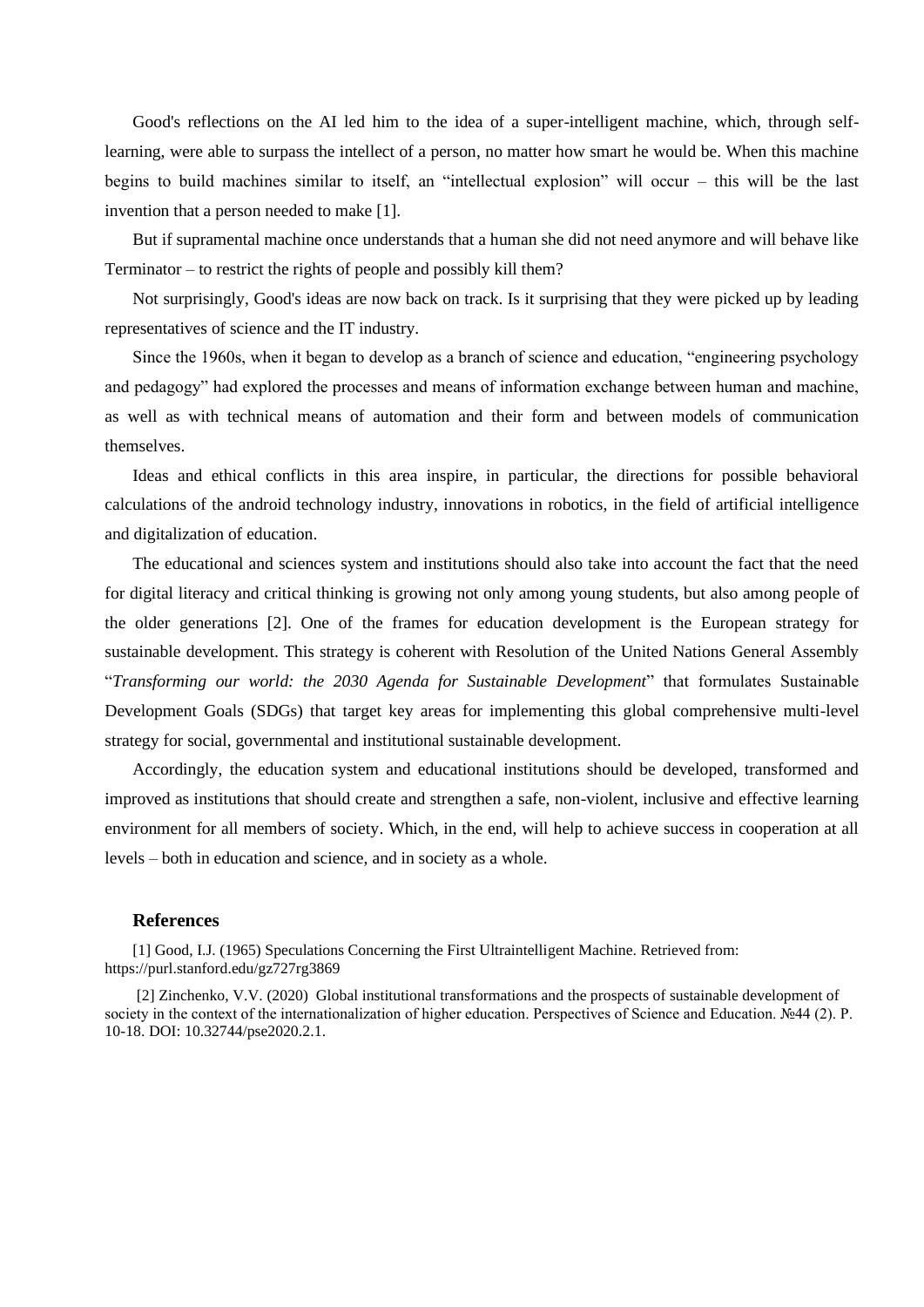Good's reflections on the AI led him to the idea of a super-intelligent machine, which, through self-learning, were able to surpass the intellect of a person, no matter how smart he would be. When this machine begins to build machines similar to itself, an "intellectual explosion" will occur – this will be the last invention that a person needed to make [1].

But if supramental machine once understands that a human she did not need anymore and will behave like Terminator – to restrict the rights of people and possibly kill them?

Not surprisingly, Good's ideas are now back on track. Is it surprising that they were picked up by leading representatives of science and the IT industry.

Since the 1960s, when it began to develop as a branch of science and education, "engineering psychology and pedagogy" had explored the processes and means of information exchange between human and machine, as well as with technical means of automation and their form and between models of communication themselves.

Ideas and ethical conflicts in this area inspire, in particular, the directions for possible behavioral calculations of the android technology industry, innovations in robotics, in the field of artificial intelligence and digitalization of education.

The educational and sciences system and institutions should also take into account the fact that the need for digital literacy and critical thinking is growing not only among young students, but also among people of the older generations [2]. One of the frames for education development is the European strategy for sustainable development. This strategy is coherent with Resolution of the United Nations General Assembly "*Transforming our world: the 2030 Agenda for Sustainable Development*" that formulates Sustainable Development Goals (SDGs) that target key areas for implementing this global comprehensive multi-level strategy for social, governmental and institutional sustainable development.

Accordingly, the education system and educational institutions should be developed, transformed and improved as institutions that should create and strengthen a safe, non-violent, inclusive and effective learning environment for all members of society. Which, in the end, will help to achieve success in cooperation at all levels – both in education and science, and in society as a whole.

## References

[1] Good, I.J. (1965) Speculations Concerning the First Ultraintelligent Machine. Retrieved from: https://purl.stanford.edu/gz727rg3869

[2] Zinchenko, V.V. (2020) Global institutional transformations and the prospects of sustainable development of society in the context of the internationalization of higher education. Perspectives of Science and Education. №44 (2). P. 10-18. DOI: 10.32744/pse2020.2.1.